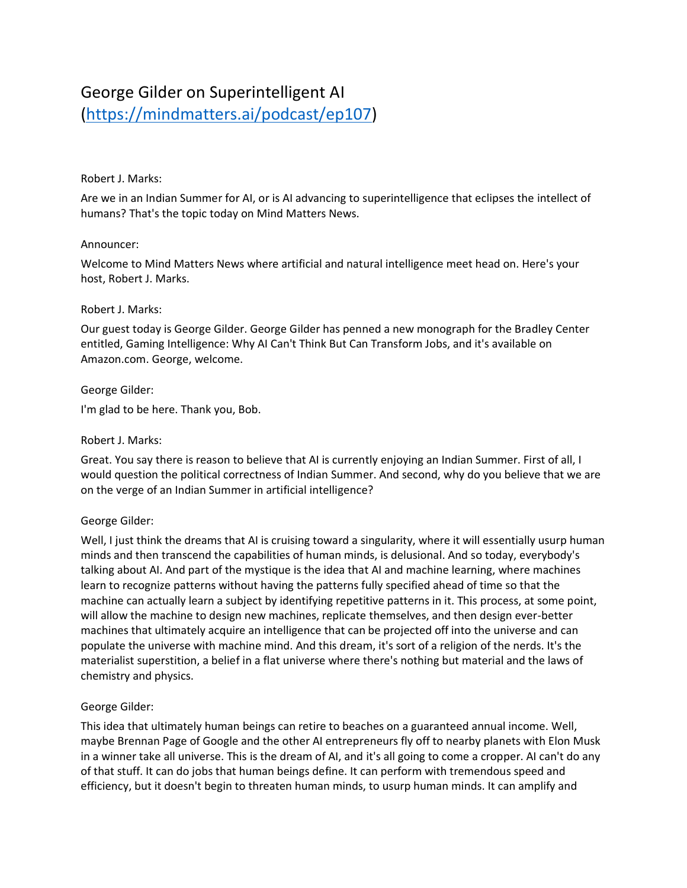# George Gilder on Superintelligent AI (https://mindmatters.ai/podcast/ep107)

Robert J. Marks:

Are we in an Indian Summer for AI, or is AI advancing to superintelligence that eclipses the intellect of humans? That's the topic today on Mind Matters News.

Announcer:

Welcome to Mind Matters News where artificial and natural intelligence meet head on. Here's your host, Robert J. Marks.

Robert J. Marks:

Our guest today is George Gilder. George Gilder has penned a new monograph for the Bradley Center entitled, Gaming Intelligence: Why AI Can't Think But Can Transform Jobs, and it's available on Amazon.com. George, welcome.

George Gilder:

I'm glad to be here. Thank you, Bob.

Robert J. Marks:

Great. You say there is reason to believe that AI is currently enjoying an Indian Summer. First of all, I would question the political correctness of Indian Summer. And second, why do you believe that we are on the verge of an Indian Summer in artificial intelligence?

George Gilder:

Well, I just think the dreams that AI is cruising toward a singularity, where it will essentially usurp human minds and then transcend the capabilities of human minds, is delusional. And so today, everybody's talking about AI. And part of the mystique is the idea that AI and machine learning, where machines learn to recognize patterns without having the patterns fully specified ahead of time so that the machine can actually learn a subject by identifying repetitive patterns in it. This process, at some point, will allow the machine to design new machines, replicate themselves, and then design ever-better machines that ultimately acquire an intelligence that can be projected off into the universe and can populate the universe with machine mind. And this dream, it's sort of a religion of the nerds. It's the materialist superstition, a belief in a flat universe where there's nothing but material and the laws of chemistry and physics.

George Gilder:

This idea that ultimately human beings can retire to beaches on a guaranteed annual income. Well, maybe Brennan Page of Google and the other AI entrepreneurs fly off to nearby planets with Elon Musk in a winner take all universe. This is the dream of AI, and it's all going to come a cropper. AI can't do any of that stuff. It can do jobs that human beings define. It can perform with tremendous speed and efficiency, but it doesn't begin to threaten human minds, to usurp human minds. It can amplify and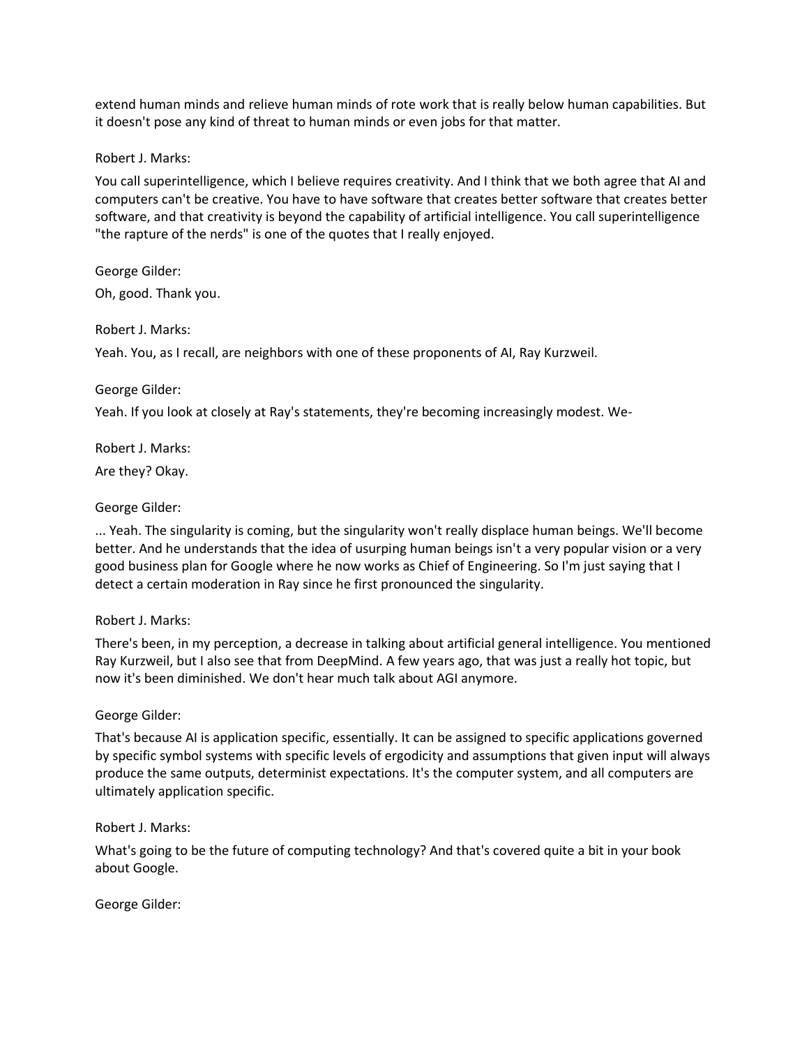extend human minds and relieve human minds of rote work that is really below human capabilities. But it doesn't pose any kind of threat to human minds or even jobs for that matter.

Robert J. Marks:

You call superintelligence, which I believe requires creativity. And I think that we both agree that AI and computers can't be creative. You have to have software that creates better software that creates better software, and that creativity is beyond the capability of artificial intelligence. You call superintelligence "the rapture of the nerds" is one of the quotes that I really enjoyed.

George Gilder:

Oh, good. Thank you.

Robert J. Marks:

Yeah. You, as I recall, are neighbors with one of these proponents of AI, Ray Kurzweil.

George Gilder:

Yeah. If you look at closely at Ray's statements, they're becoming increasingly modest. We-

Robert J. Marks:

Are they? Okay.

George Gilder:

... Yeah. The singularity is coming, but the singularity won't really displace human beings. We'll become better. And he understands that the idea of usurping human beings isn't a very popular vision or a very good business plan for Google where he now works as Chief of Engineering. So I'm just saying that I detect a certain moderation in Ray since he first pronounced the singularity.

Robert J. Marks:

There's been, in my perception, a decrease in talking about artificial general intelligence. You mentioned Ray Kurzweil, but I also see that from DeepMind. A few years ago, that was just a really hot topic, but now it's been diminished. We don't hear much talk about AGI anymore.

George Gilder:

That's because AI is application specific, essentially. It can be assigned to specific applications governed by specific symbol systems with specific levels of ergodicity and assumptions that given input will always produce the same outputs, determinist expectations. It's the computer system, and all computers are ultimately application specific.

Robert J. Marks:

What's going to be the future of computing technology? And that's covered quite a bit in your book about Google.

George Gilder: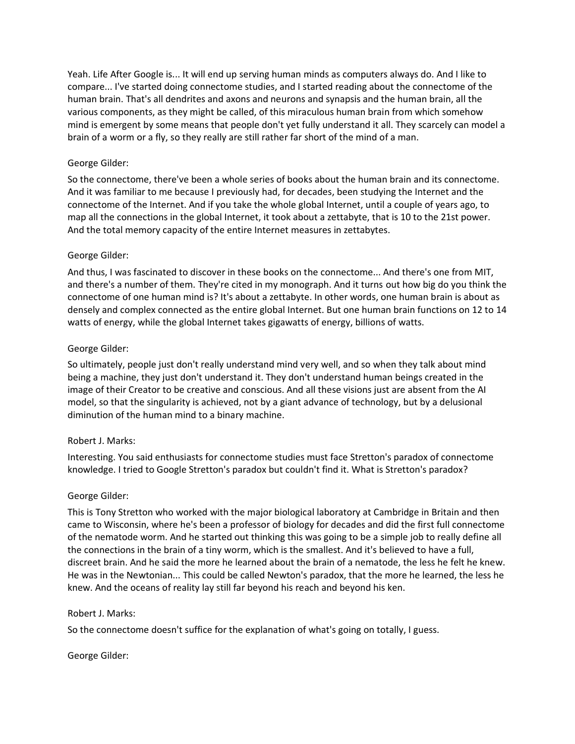Yeah. Life After Google is... It will end up serving human minds as computers always do. And I like to compare... I've started doing connectome studies, and I started reading about the connectome of the human brain. That's all dendrites and axons and neurons and synapsis and the human brain, all the various components, as they might be called, of this miraculous human brain from which somehow mind is emergent by some means that people don't yet fully understand it all. They scarcely can model a brain of a worm or a fly, so they really are still rather far short of the mind of a man.

George Gilder:

So the connectome, there've been a whole series of books about the human brain and its connectome. And it was familiar to me because I previously had, for decades, been studying the Internet and the connectome of the Internet. And if you take the whole global Internet, until a couple of years ago, to map all the connections in the global Internet, it took about a zettabyte, that is 10 to the 21st power. And the total memory capacity of the entire Internet measures in zettabytes.

George Gilder:

And thus, I was fascinated to discover in these books on the connectome... And there's one from MIT, and there's a number of them. They're cited in my monograph. And it turns out how big do you think the connectome of one human mind is? It's about a zettabyte. In other words, one human brain is about as densely and complex connected as the entire global Internet. But one human brain functions on 12 to 14 watts of energy, while the global Internet takes gigawatts of energy, billions of watts.

George Gilder:

So ultimately, people just don't really understand mind very well, and so when they talk about mind being a machine, they just don't understand it. They don't understand human beings created in the image of their Creator to be creative and conscious. And all these visions just are absent from the AI model, so that the singularity is achieved, not by a giant advance of technology, but by a delusional diminution of the human mind to a binary machine.

Robert J. Marks:

Interesting. You said enthusiasts for connectome studies must face Stretton's paradox of connectome knowledge. I tried to Google Stretton's paradox but couldn't find it. What is Stretton's paradox?

George Gilder:

This is Tony Stretton who worked with the major biological laboratory at Cambridge in Britain and then came to Wisconsin, where he's been a professor of biology for decades and did the first full connectome of the nematode worm. And he started out thinking this was going to be a simple job to really define all the connections in the brain of a tiny worm, which is the smallest. And it's believed to have a full, discreet brain. And he said the more he learned about the brain of a nematode, the less he felt he knew. He was in the Newtonian... This could be called Newton's paradox, that the more he learned, the less he knew. And the oceans of reality lay still far beyond his reach and beyond his ken.

Robert J. Marks:

So the connectome doesn't suffice for the explanation of what's going on totally, I guess.

George Gilder: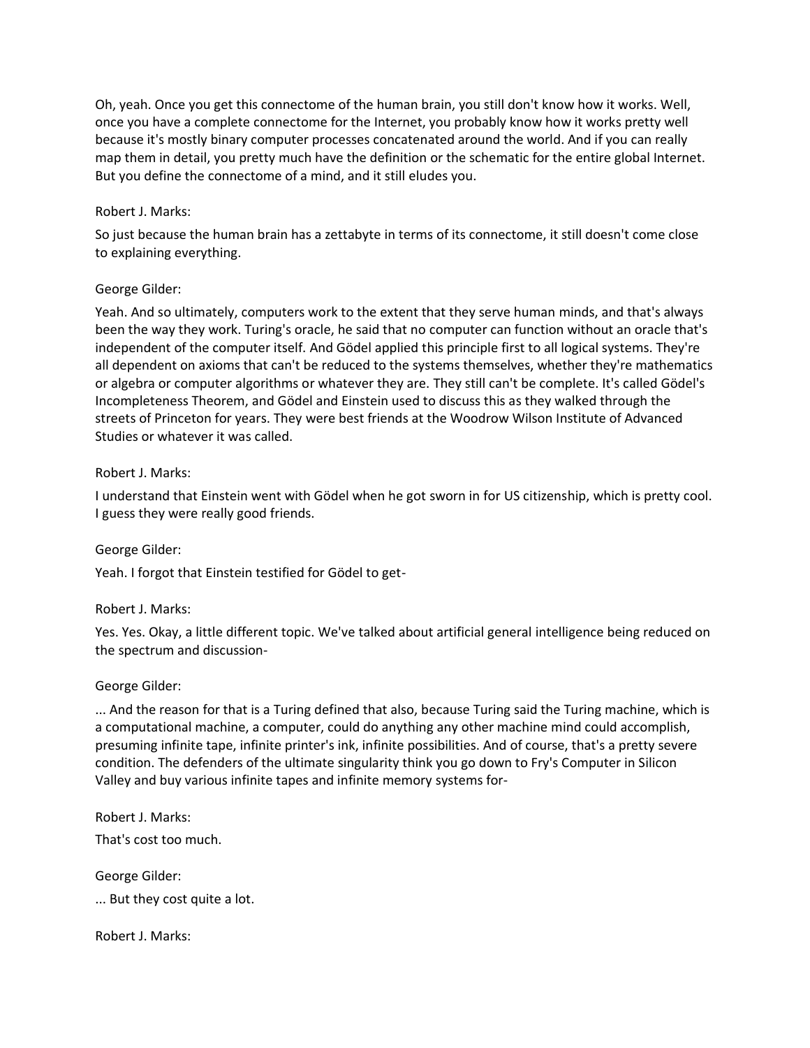Oh, yeah. Once you get this connectome of the human brain, you still don't know how it works. Well, once you have a complete connectome for the Internet, you probably know how it works pretty well because it's mostly binary computer processes concatenated around the world. And if you can really map them in detail, you pretty much have the definition or the schematic for the entire global Internet. But you define the connectome of a mind, and it still eludes you.

Robert J. Marks:

So just because the human brain has a zettabyte in terms of its connectome, it still doesn't come close to explaining everything.

George Gilder:

Yeah. And so ultimately, computers work to the extent that they serve human minds, and that's always been the way they work. Turing's oracle, he said that no computer can function without an oracle that's independent of the computer itself. And Gödel applied this principle first to all logical systems. They're all dependent on axioms that can't be reduced to the systems themselves, whether they're mathematics or algebra or computer algorithms or whatever they are. They still can't be complete. It's called Gödel's Incompleteness Theorem, and Gödel and Einstein used to discuss this as they walked through the streets of Princeton for years. They were best friends at the Woodrow Wilson Institute of Advanced Studies or whatever it was called.

Robert J. Marks:

I understand that Einstein went with Gödel when he got sworn in for US citizenship, which is pretty cool. I guess they were really good friends.

George Gilder:

Yeah. I forgot that Einstein testified for Gödel to get-

Robert J. Marks:

Yes. Yes. Okay, a little different topic. We've talked about artificial general intelligence being reduced on the spectrum and discussion-

George Gilder:

... And the reason for that is a Turing defined that also, because Turing said the Turing machine, which is a computational machine, a computer, could do anything any other machine mind could accomplish, presuming infinite tape, infinite printer's ink, infinite possibilities. And of course, that's a pretty severe condition. The defenders of the ultimate singularity think you go down to Fry's Computer in Silicon Valley and buy various infinite tapes and infinite memory systems for-

Robert J. Marks:

That's cost too much.

George Gilder:

... But they cost quite a lot.

Robert J. Marks: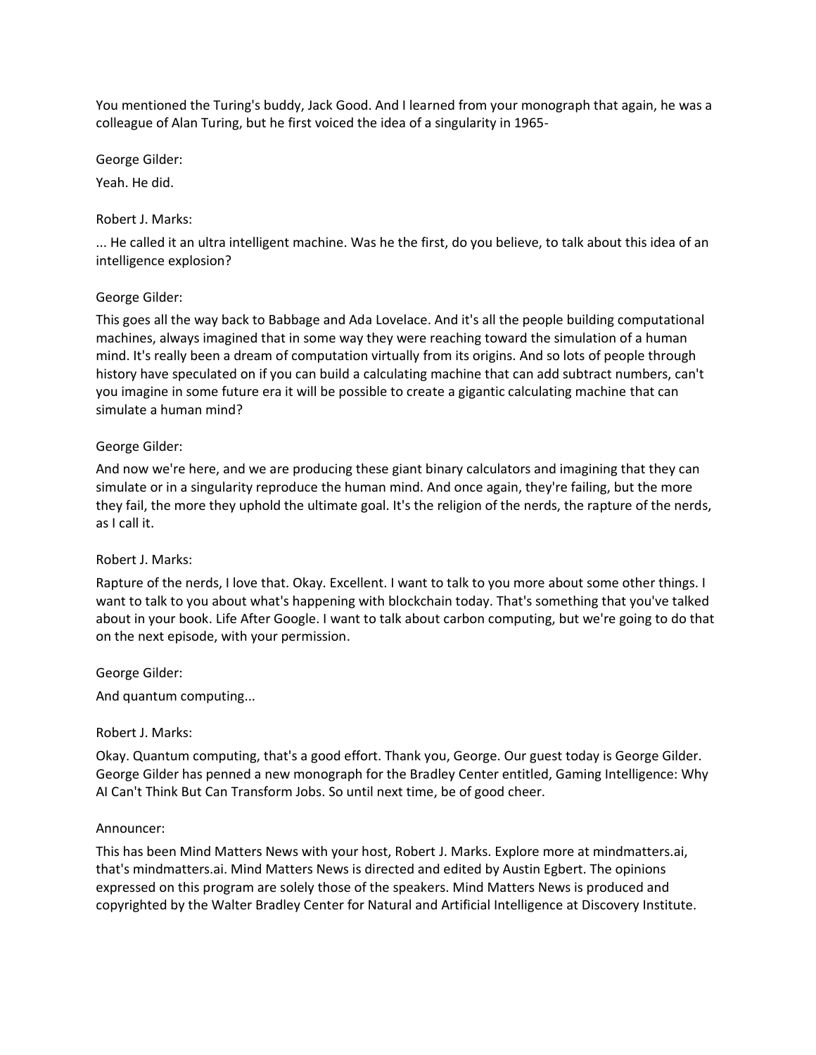You mentioned the Turing's buddy, Jack Good. And I learned from your monograph that again, he was a colleague of Alan Turing, but he first voiced the idea of a singularity in 1965-

George Gilder:

Yeah. He did.

Robert J. Marks:

... He called it an ultra intelligent machine. Was he the first, do you believe, to talk about this idea of an intelligence explosion?

George Gilder:

This goes all the way back to Babbage and Ada Lovelace. And it's all the people building computational machines, always imagined that in some way they were reaching toward the simulation of a human mind. It's really been a dream of computation virtually from its origins. And so lots of people through history have speculated on if you can build a calculating machine that can add subtract numbers, can't you imagine in some future era it will be possible to create a gigantic calculating machine that can simulate a human mind?

George Gilder:

And now we're here, and we are producing these giant binary calculators and imagining that they can simulate or in a singularity reproduce the human mind. And once again, they're failing, but the more they fail, the more they uphold the ultimate goal. It's the religion of the nerds, the rapture of the nerds, as I call it.

Robert J. Marks:

Rapture of the nerds, I love that. Okay. Excellent. I want to talk to you more about some other things. I want to talk to you about what's happening with blockchain today. That's something that you've talked about in your book. Life After Google. I want to talk about carbon computing, but we're going to do that on the next episode, with your permission.

George Gilder:

And quantum computing...

Robert J. Marks:

Okay. Quantum computing, that's a good effort. Thank you, George. Our guest today is George Gilder. George Gilder has penned a new monograph for the Bradley Center entitled, Gaming Intelligence: Why AI Can't Think But Can Transform Jobs. So until next time, be of good cheer.

Announcer:

This has been Mind Matters News with your host, Robert J. Marks. Explore more at mindmatters.ai, that's mindmatters.ai. Mind Matters News is directed and edited by Austin Egbert. The opinions expressed on this program are solely those of the speakers. Mind Matters News is produced and copyrighted by the Walter Bradley Center for Natural and Artificial Intelligence at Discovery Institute.